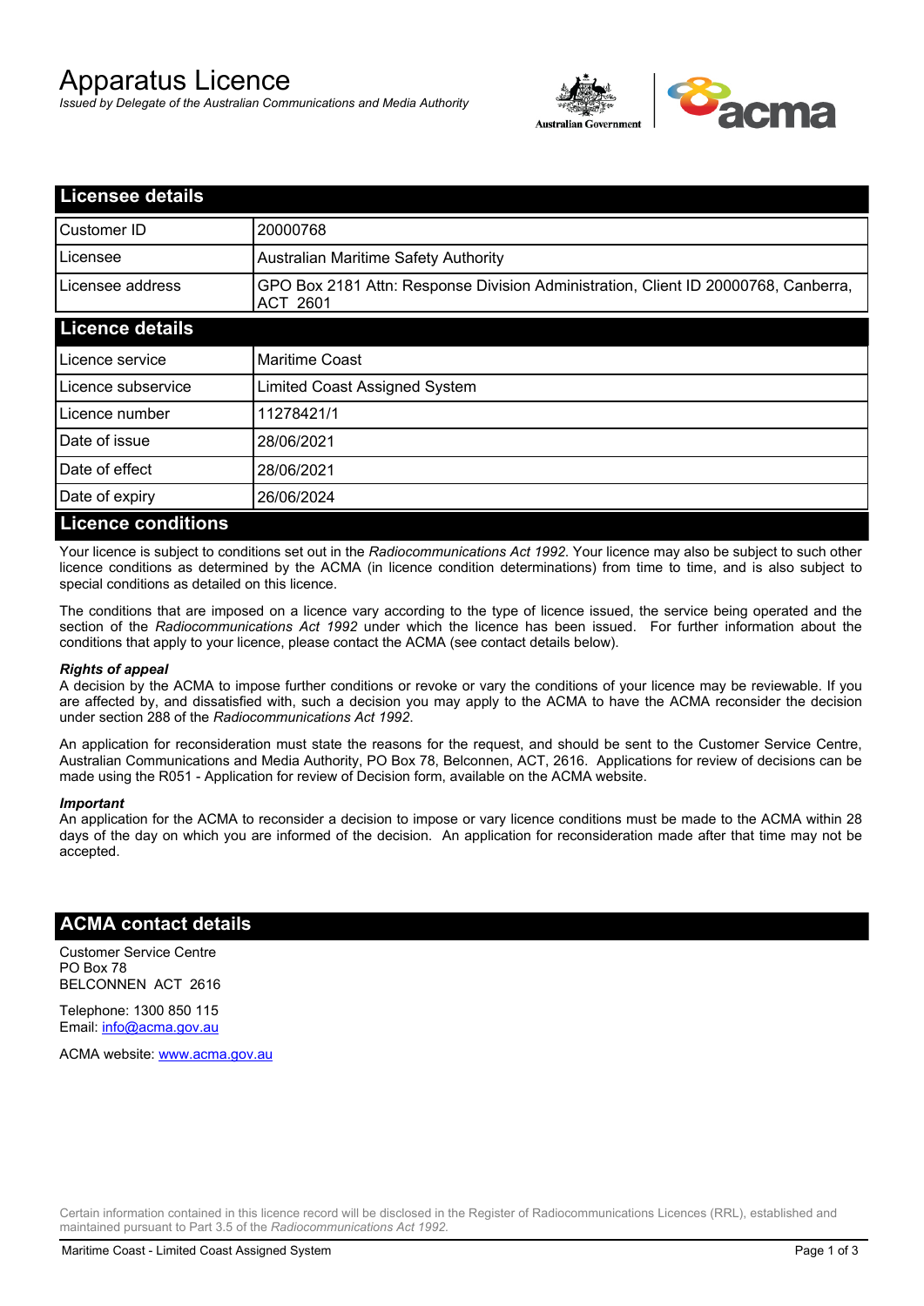# Apparatus Licence

*Issued by Delegate of the Australian Communications and Media Authority*

## Licensee details

| | |
|---|---|
| Customer ID | 20000768 |
| Licensee | Australian Maritime Safety Authority |
| Licensee address | GPO Box 2181 Attn: Response Division Administration, Client ID 20000768, Canberra, ACT 2601 |

## Licence details

| | |
|---|---|
| Licence service | Maritime Coast |
| Licence subservice | Limited Coast Assigned System |
| Licence number | 11278421/1 |
| Date of issue | 28/06/2021 |
| Date of effect | 28/06/2021 |
| Date of expiry | 26/06/2024 |

## Licence conditions

Your licence is subject to conditions set out in the *Radiocommunications Act 1992*. Your licence may also be subject to such other licence conditions as determined by the ACMA (in licence condition determinations) from time to time, and is also subject to special conditions as detailed on this licence.

The conditions that are imposed on a licence vary according to the type of licence issued, the service being operated and the section of the *Radiocommunications Act 1992* under which the licence has been issued. For further information about the conditions that apply to your licence, please contact the ACMA (see contact details below).

***Rights of appeal***

A decision by the ACMA to impose further conditions or revoke or vary the conditions of your licence may be reviewable. If you are affected by, and dissatisfied with, such a decision you may apply to the ACMA to have the ACMA reconsider the decision under section 288 of the *Radiocommunications Act 1992*.

An application for reconsideration must state the reasons for the request, and should be sent to the Customer Service Centre, Australian Communications and Media Authority, PO Box 78, Belconnen, ACT, 2616. Applications for review of decisions can be made using the R051 - Application for review of Decision form, available on the ACMA website.

***Important***

An application for the ACMA to reconsider a decision to impose or vary licence conditions must be made to the ACMA within 28 days of the day on which you are informed of the decision. An application for reconsideration made after that time may not be accepted.

## ACMA contact details

Customer Service Centre
PO Box 78
BELCONNEN ACT 2616

Telephone: 1300 850 115
Email: info@acma.gov.au

ACMA website: www.acma.gov.au

Certain information contained in this licence record will be disclosed in the Register of Radiocommunications Licences (RRL), established and maintained pursuant to Part 3.5 of the *Radiocommunications Act 1992.*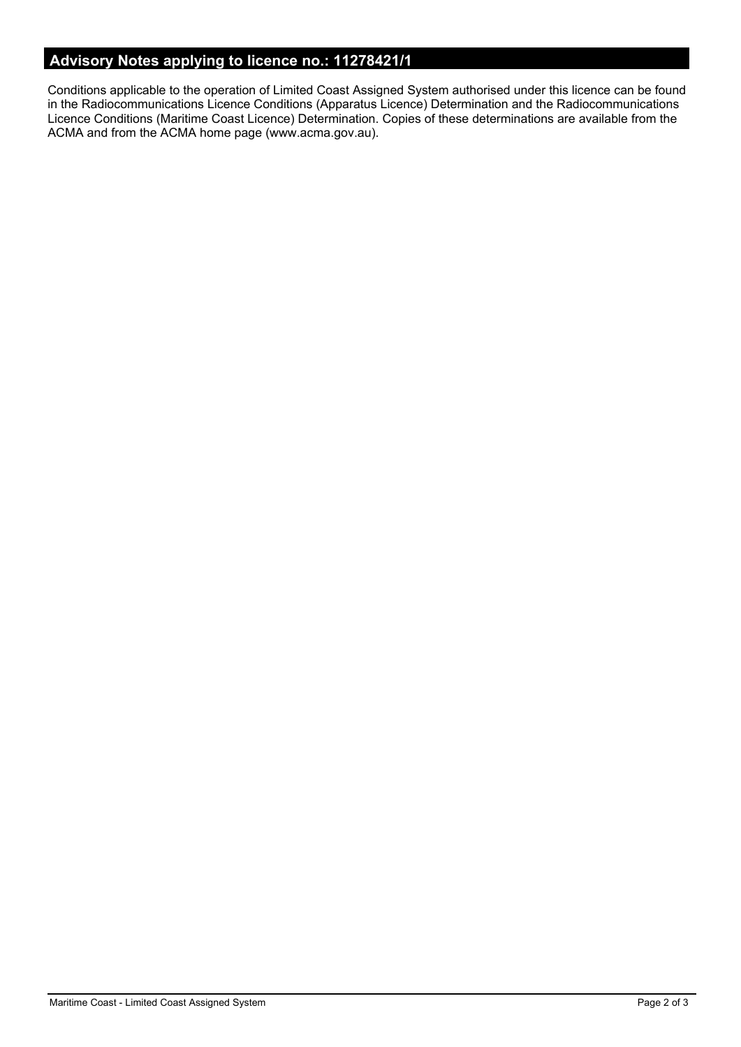## Advisory Notes applying to licence no.: 11278421/1

Conditions applicable to the operation of Limited Coast Assigned System authorised under this licence can be found in the Radiocommunications Licence Conditions (Apparatus Licence) Determination and the Radiocommunications Licence Conditions (Maritime Coast Licence) Determination. Copies of these determinations are available from the ACMA and from the ACMA home page (www.acma.gov.au).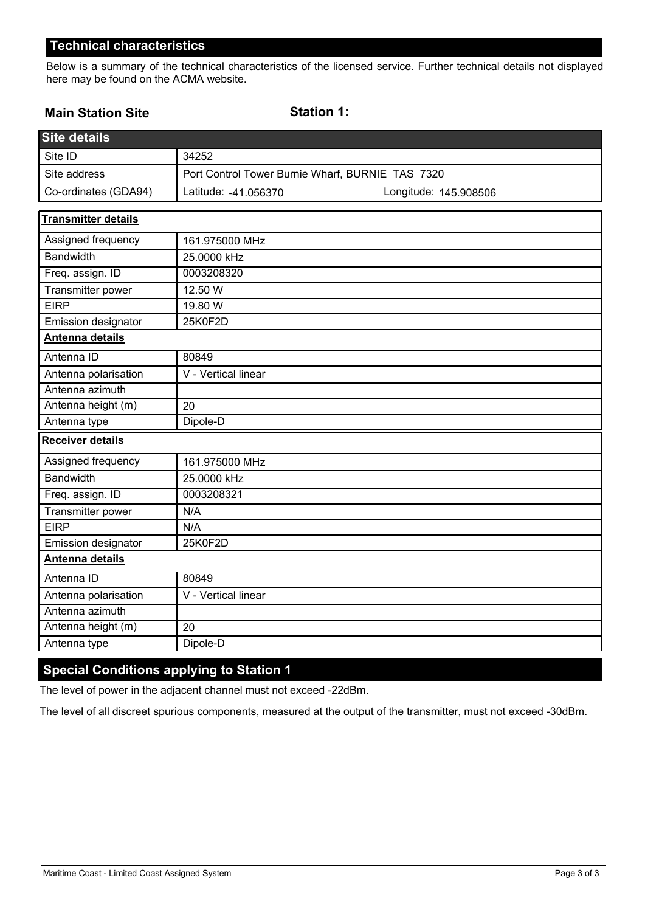## Technical characteristics

Below is a summary of the technical characteristics of the licensed service. Further technical details not displayed here may be found on the ACMA website.

**Main Station Site** **Station 1:**

| Site details | |
|---|---|
| Site ID | 34252 |
| Site address | Port Control Tower Burnie Wharf, BURNIE TAS 7320 |
| Co-ordinates (GDA94) | Latitude: -41.056370 Longitude: 145.908506 |

| Transmitter details | |
|---|---|
| Assigned frequency | 161.975000 MHz |
| Bandwidth | 25.0000 kHz |
| Freq. assign. ID | 0003208320 |
| Transmitter power | 12.50 W |
| EIRP | 19.80 W |
| Emission designator | 25K0F2D |
| **Antenna details** | |
| Antenna ID | 80849 |
| Antenna polarisation | V - Vertical linear |
| Antenna azimuth | |
| Antenna height (m) | 20 |
| Antenna type | Dipole-D |

| Receiver details | |
|---|---|
| Assigned frequency | 161.975000 MHz |
| Bandwidth | 25.0000 kHz |
| Freq. assign. ID | 0003208321 |
| Transmitter power | N/A |
| EIRP | N/A |
| Emission designator | 25K0F2D |
| **Antenna details** | |
| Antenna ID | 80849 |
| Antenna polarisation | V - Vertical linear |
| Antenna azimuth | |
| Antenna height (m) | 20 |
| Antenna type | Dipole-D |

## Special Conditions applying to Station 1

The level of power in the adjacent channel must not exceed -22dBm.

The level of all discreet spurious components, measured at the output of the transmitter, must not exceed -30dBm.